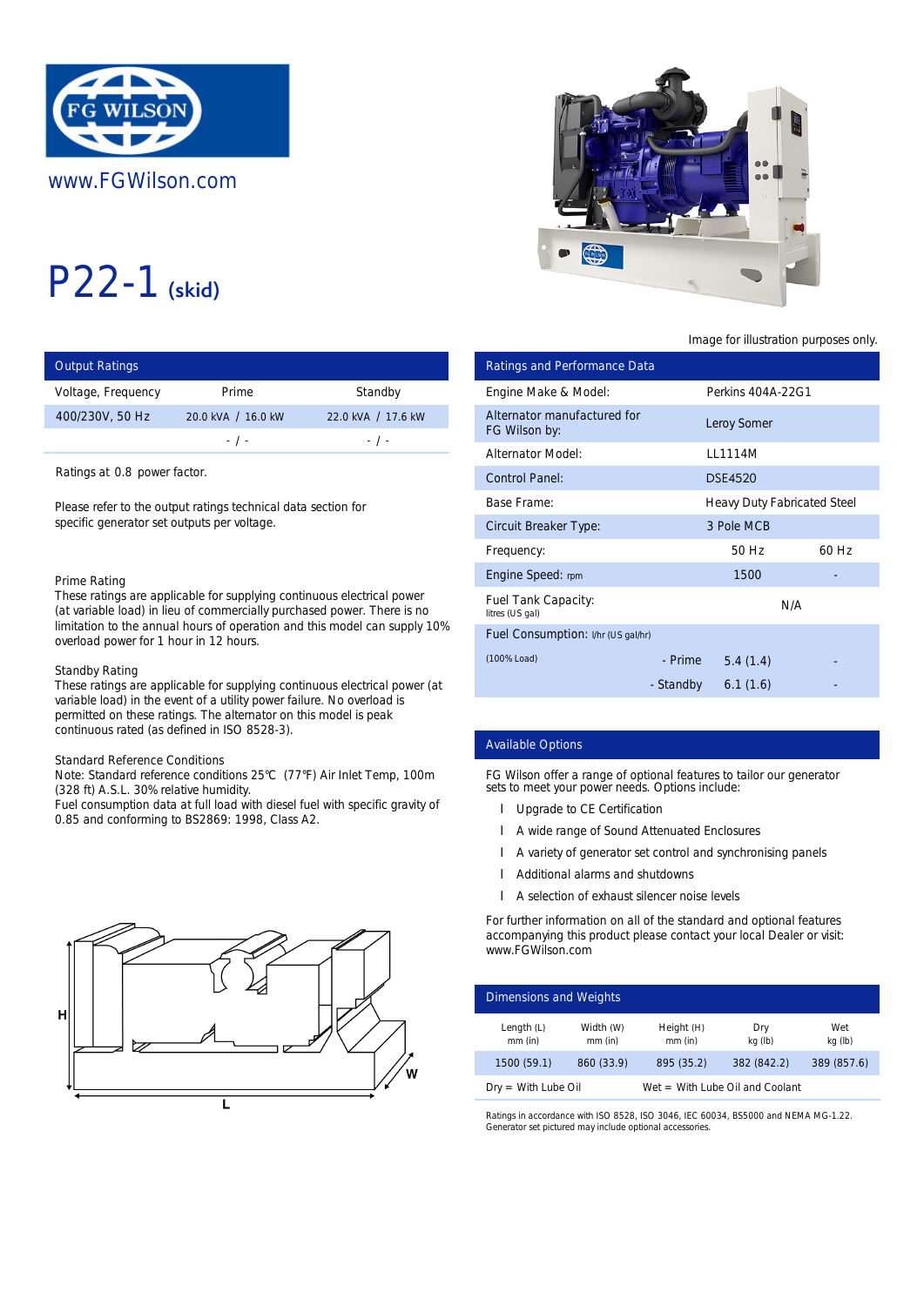FG WILSON

www.FGWilson.com

# P22-1 (skid)

Image for illustration purposes only.

## Output Ratings

| Voltage, Frequency | Prime | Standby |
|---|---|---|
| 400/230V, 50 Hz | 20.0 kVA / 16.0 kW | 22.0 kVA / 17.6 kW |
| | - / - | - / - |

Ratings at 0.8 power factor.

Please refer to the output ratings technical data section for specific generator set outputs per voltage.

**Prime Rating**
These ratings are applicable for supplying continuous electrical power (at variable load) in lieu of commercially purchased power. There is no limitation to the annual hours of operation and this model can supply 10% overload power for 1 hour in 12 hours.

**Standby Rating**
These ratings are applicable for supplying continuous electrical power (at variable load) in the event of a utility power failure. No overload is permitted on these ratings. The alternator on this model is peak continuous rated (as defined in ISO 8528-3).

**Standard Reference Conditions**
Note: Standard reference conditions 25°C (77°F) Air Inlet Temp, 100m (328 ft) A.S.L. 30% relative humidity.
Fuel consumption data at full load with diesel fuel with specific gravity of 0.85 and conforming to BS2869: 1998, Class A2.

## Ratings and Performance Data

| | | |
|---|---|---|
| Engine Make & Model: | Perkins 404A-22G1 | |
| Alternator manufactured for FG Wilson by: | Leroy Somer | |
| Alternator Model: | LL1114M | |
| Control Panel: | DSE4520 | |
| Base Frame: | Heavy Duty Fabricated Steel | |
| Circuit Breaker Type: | 3 Pole MCB | |
| Frequency: | 50 Hz | 60 Hz |
| Engine Speed: rpm | 1500 | - |
| Fuel Tank Capacity: litres (US gal) | N/A | |
| Fuel Consumption: l/hr (US gal/hr) | | |
| (100% Load) - Prime | 5.4 (1.4) | - |
| - Standby | 6.1 (1.6) | - |

## Available Options

FG Wilson offer a range of optional features to tailor our generator sets to meet your power needs. Options include:

- Upgrade to CE Certification
- A wide range of Sound Attenuated Enclosures
- A variety of generator set control and synchronising panels
- Additional alarms and shutdowns
- A selection of exhaust silencer noise levels

For further information on all of the standard and optional features accompanying this product please contact your local Dealer or visit: www.FGWilson.com

## Dimensions and Weights

| Length (L) mm (in) | Width (W) mm (in) | Height (H) mm (in) | Dry kg (lb) | Wet kg (lb) |
|---|---|---|---|---|
| 1500 (59.1) | 860 (33.9) | 895 (35.2) | 382 (842.2) | 389 (857.6) |

Dry = With Lube Oil    Wet = With Lube Oil and Coolant

Ratings in accordance with ISO 8528, ISO 3046, IEC 60034, BS5000 and NEMA MG-1.22.
Generator set pictured may include optional accessories.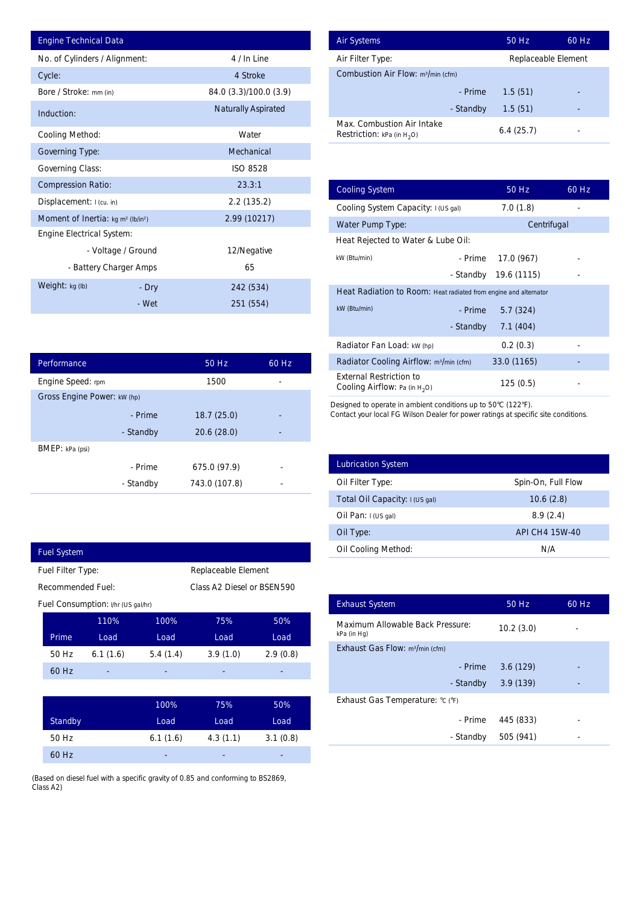## Engine Technical Data

| Engine Technical Data | | |
|---|---|---|
| No. of Cylinders / Alignment: | | 4 / In Line |
| Cycle: | | 4 Stroke |
| Bore / Stroke: mm (in) | | 84.0 (3.3)/100.0 (3.9) |
| Induction: | | Naturally Aspirated |
| Cooling Method: | | Water |
| Governing Type: | | Mechanical |
| Governing Class: | | ISO 8528 |
| Compression Ratio: | | 23.3:1 |
| Displacement: l (cu. in) | | 2.2 (135.2) |
| Moment of Inertia: kg m² (lb/in²) | | 2.99 (10217) |
| Engine Electrical System: | | |
| | - Voltage / Ground | 12/Negative |
| | - Battery Charger Amps | 65 |
| Weight: kg (lb) | - Dry | 242 (534) |
| | - Wet | 251 (554) |

## Performance

| Performance | | 50 Hz | 60 Hz |
|---|---|---|---|
| Engine Speed: rpm | | 1500 | - |
| Gross Engine Power: kW (hp) | | | |
| | - Prime | 18.7 (25.0) | - |
| | - Standby | 20.6 (28.0) | - |
| BMEP: kPa (psi) | | | |
| | - Prime | 675.0 (97.9) | - |
| | - Standby | 743.0 (107.8) | - |

## Fuel System

Fuel Filter Type: Replaceable Element

Recommended Fuel: Class A2 Diesel or BSEN590

Fuel Consumption: l/hr (US gal/hr)

| Prime | 110% Load | 100% Load | 75% Load | 50% Load |
|---|---|---|---|---|
| 50 Hz | 6.1 (1.6) | 5.4 (1.4) | 3.9 (1.0) | 2.9 (0.8) |
| 60 Hz | - | - | - | - |

| Standby | 100% Load | 75% Load | 50% Load |
|---|---|---|---|
| 50 Hz | 6.1 (1.6) | 4.3 (1.1) | 3.1 (0.8) |
| 60 Hz | - | - | - |

(Based on diesel fuel with a specific gravity of 0.85 and conforming to BS2869, Class A2)

## Air Systems

| Air Systems | | 50 Hz | 60 Hz |
|---|---|---|---|
| Air Filter Type: | | Replaceable Element | |
| Combustion Air Flow: m³/min (cfm) | | | |
| | - Prime | 1.5 (51) | - |
| | - Standby | 1.5 (51) | - |
| Max. Combustion Air Intake Restriction: kPa (in $H_2O$) | | 6.4 (25.7) | - |

## Cooling System

| Cooling System | | 50 Hz | 60 Hz |
|---|---|---|---|
| Cooling System Capacity: l (US gal) | | 7.0 (1.8) | - |
| Water Pump Type: | | Centrifugal | |
| Heat Rejected to Water & Lube Oil: kW (Btu/min) | | | |
| | - Prime | 17.0 (967) | - |
| | - Standby | 19.6 (1115) | - |
| Heat Radiation to Room: Heat radiated from engine and alternator kW (Btu/min) | | | |
| | - Prime | 5.7 (324) | - |
| | - Standby | 7.1 (404) | - |
| Radiator Fan Load: kW (hp) | | 0.2 (0.3) | - |
| Radiator Cooling Airflow: m³/min (cfm) | | 33.0 (1165) | - |
| External Restriction to Cooling Airflow: Pa (in $H_2O$) | | 125 (0.5) | - |

Designed to operate in ambient conditions up to 50℃ (122℉).
Contact your local FG Wilson Dealer for power ratings at specific site conditions.

## Lubrication System

| Lubrication System | |
|---|---|
| Oil Filter Type: | Spin-On, Full Flow |
| Total Oil Capacity: l (US gal) | 10.6 (2.8) |
| Oil Pan: l (US gal) | 8.9 (2.4) |
| Oil Type: | API CH4 15W-40 |
| Oil Cooling Method: | N/A |

## Exhaust System

| Exhaust System | | 50 Hz | 60 Hz |
|---|---|---|---|
| Maximum Allowable Back Pressure: kPa (in Hg) | | 10.2 (3.0) | - |
| Exhaust Gas Flow: m³/min (cfm) | | | |
| | - Prime | 3.6 (129) | - |
| | - Standby | 3.9 (139) | - |
| Exhaust Gas Temperature: ℃ (℉) | | | |
| | - Prime | 445 (833) | - |
| | - Standby | 505 (941) | - |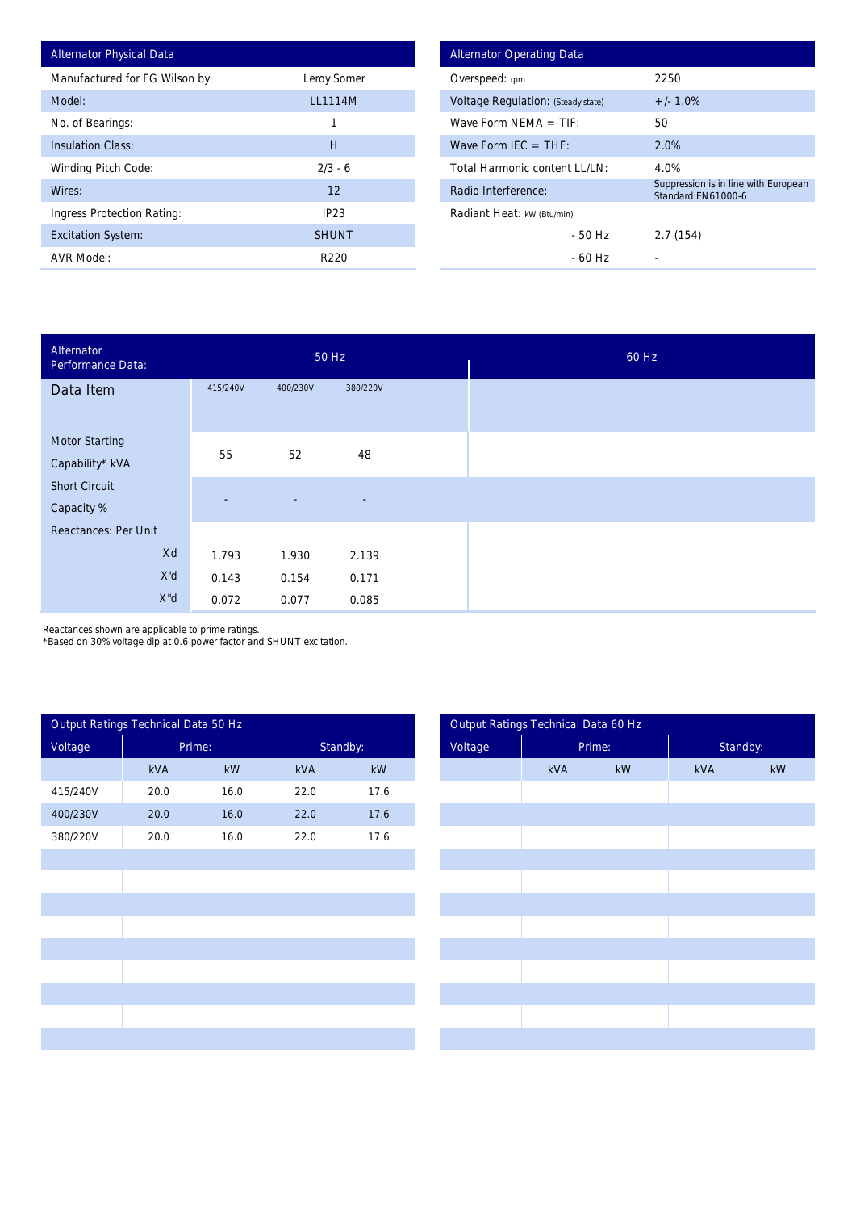| Alternator Physical Data | |
|---|---|
| Manufactured for FG Wilson by: | Leroy Somer |
| Model: | LL1114M |
| No. of Bearings: | 1 |
| Insulation Class: | H |
| Winding Pitch Code: | 2/3 - 6 |
| Wires: | 12 |
| Ingress Protection Rating: | IP23 |
| Excitation System: | SHUNT |
| AVR Model: | R220 |

| Alternator Operating Data | |
|---|---|
| Overspeed: rpm | 2250 |
| Voltage Regulation: (Steady state) | +/- 1.0% |
| Wave Form NEMA = TIF: | 50 |
| Wave Form IEC = THF: | 2.0% |
| Total Harmonic content LL/LN: | 4.0% |
| Radio Interference: | Suppression is in line with European Standard EN61000-6 |
| Radiant Heat: kW (Btu/min) | |
| - 50 Hz | 2.7 (154) |
| - 60 Hz | - |

| Alternator Performance Data: | 50 Hz | | | 60 Hz |
|---|---|---|---|---|
| Data Item | 415/240V | 400/230V | 380/220V | |
| Motor Starting Capability* kVA | 55 | 52 | 48 | |
| Short Circuit Capacity % | - | - | - | |
| Reactances: Per Unit | | | | |
| Xd | 1.793 | 1.930 | 2.139 | |
| X'd | 0.143 | 0.154 | 0.171 | |
| X"d | 0.072 | 0.077 | 0.085 | |

Reactances shown are applicable to prime ratings.
*Based on 30% voltage dip at 0.6 power factor and SHUNT excitation.

| Output Ratings Technical Data 50 Hz | | | | |
|---|---|---|---|---|
| Voltage | Prime: | | Standby: | |
| | kVA | kW | kVA | kW |
| 415/240V | 20.0 | 16.0 | 22.0 | 17.6 |
| 400/230V | 20.0 | 16.0 | 22.0 | 17.6 |
| 380/220V | 20.0 | 16.0 | 22.0 | 17.6 |

| Output Ratings Technical Data 60 Hz | | | | |
|---|---|---|---|---|
| Voltage | Prime: | | Standby: | |
| | kVA | kW | kVA | kW |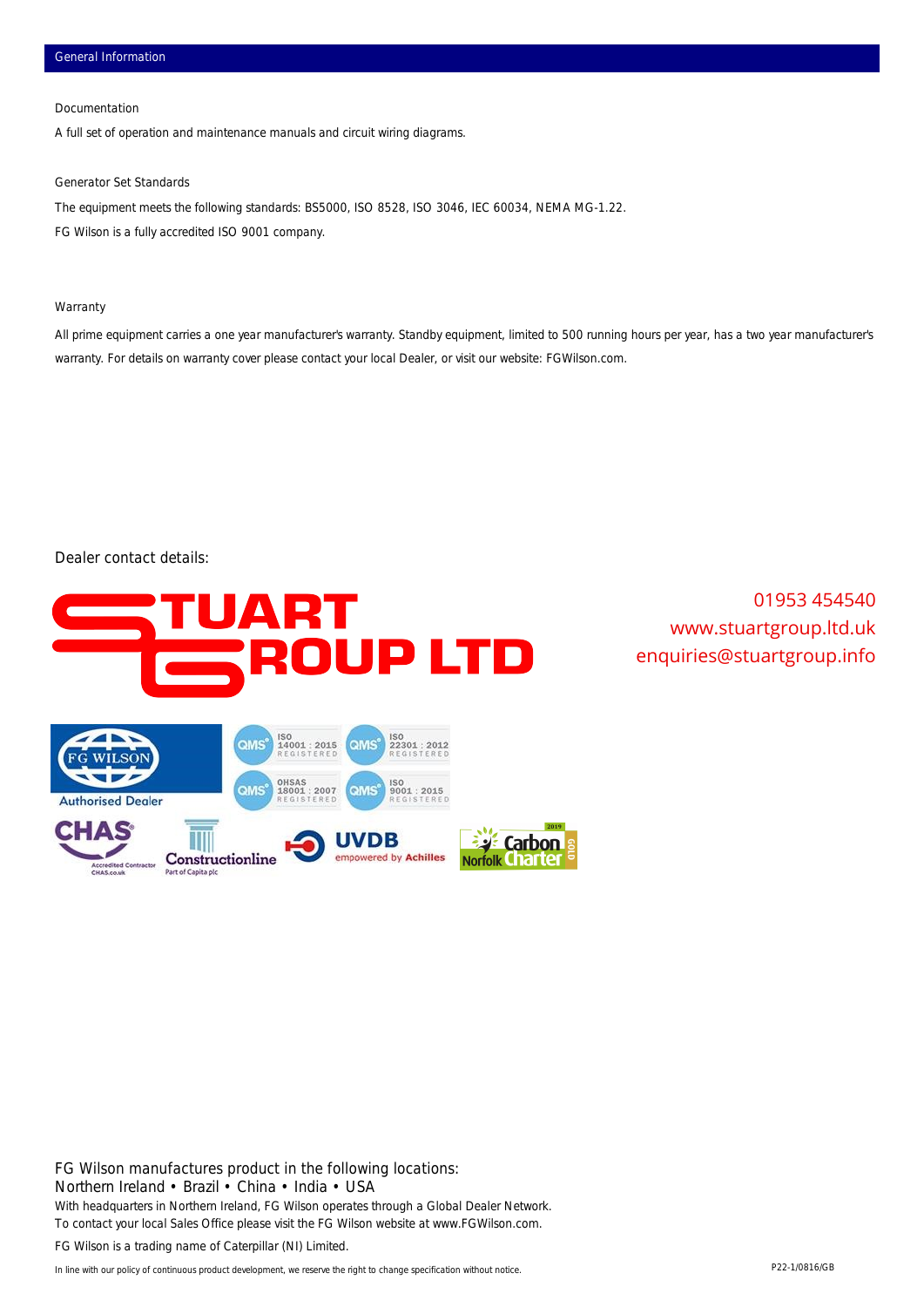## General Information

### Documentation

A full set of operation and maintenance manuals and circuit wiring diagrams.

### Generator Set Standards

The equipment meets the following standards: BS5000, ISO 8528, ISO 3046, IEC 60034, NEMA MG-1.22.

FG Wilson is a fully accredited ISO 9001 company.

### Warranty

All prime equipment carries a one year manufacturer's warranty. Standby equipment, limited to 500 running hours per year, has a two year manufacturer's warranty. For details on warranty cover please contact your local Dealer, or visit our website: FGWilson.com.

Dealer contact details:

STUART GROUP LTD

01953 454540
www.stuartgroup.ltd.uk
enquiries@stuartgroup.info

FG WILSON Authorised Dealer

QMS ISO 14001 : 2015 REGISTERED
QMS ISO 22301 : 2012 REGISTERED
QMS OHSAS 18001 : 2007 REGISTERED
QMS ISO 9001 : 2015 REGISTERED

CHAS Accredited Contractor CHAS.co.uk
Constructionline Part of Capita plc
UVDB empowered by Achilles
Norfolk Carbon Charter 2019 GOLD

FG Wilson manufactures product in the following locations:
Northern Ireland • Brazil • China • India • USA

With headquarters in Northern Ireland, FG Wilson operates through a Global Dealer Network.
To contact your local Sales Office please visit the FG Wilson website at www.FGWilson.com.

FG Wilson is a trading name of Caterpillar (NI) Limited.

In line with our policy of continuous product development, we reserve the right to change specification without notice.

P22-1/0816/GB